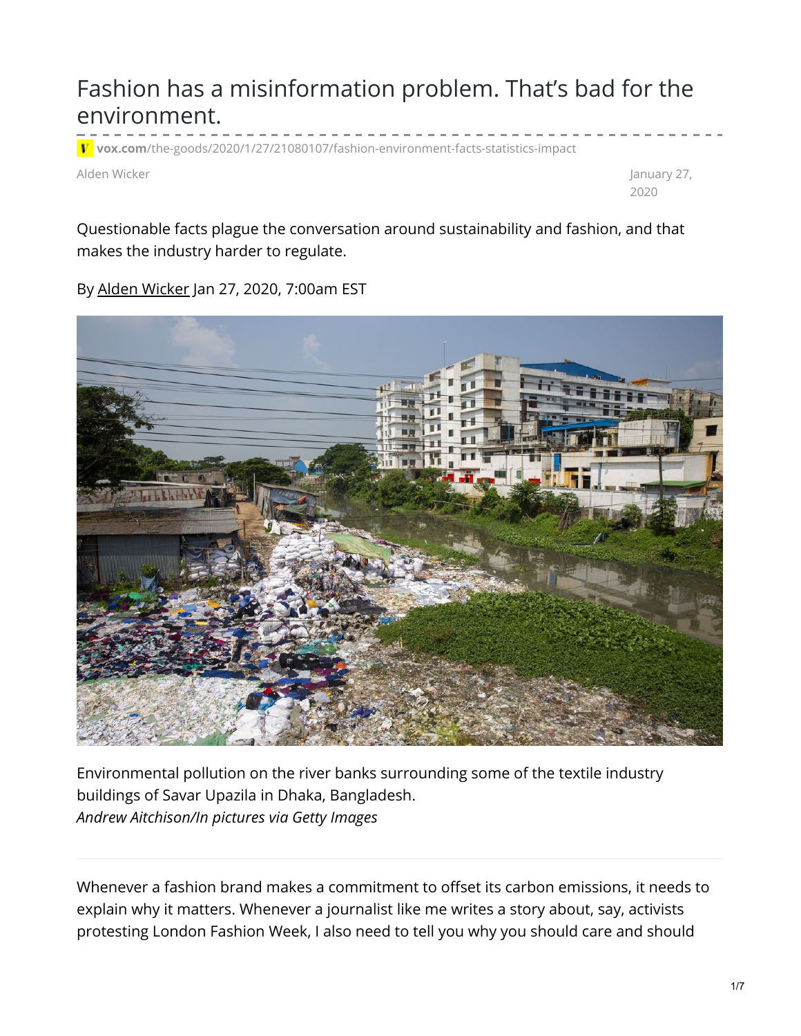# Fashion has a misinformation problem. That's bad for the environment.

vox.com/the-goods/2020/1/27/21080107/fashion-environment-facts-statistics-impact

Alden Wicker

January 27, 2020

Questionable facts plague the conversation around sustainability and fashion, and that makes the industry harder to regulate.

By Alden Wicker Jan 27, 2020, 7:00am EST

Environmental pollution on the river banks surrounding some of the textile industry buildings of Savar Upazila in Dhaka, Bangladesh.
*Andrew Aitchison/In pictures via Getty Images*

Whenever a fashion brand makes a commitment to offset its carbon emissions, it needs to explain why it matters. Whenever a journalist like me writes a story about, say, activists protesting London Fashion Week, I also need to tell you why you should care and should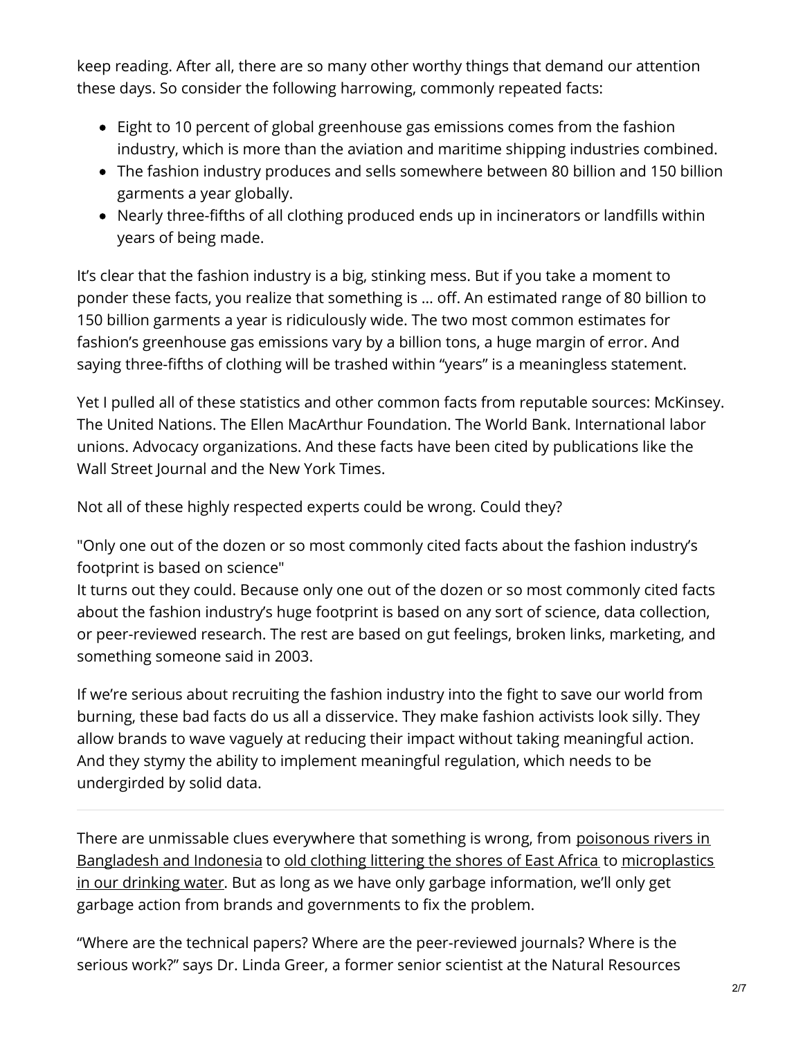keep reading. After all, there are so many other worthy things that demand our attention these days. So consider the following harrowing, commonly repeated facts:

- Eight to 10 percent of global greenhouse gas emissions comes from the fashion industry, which is more than the aviation and maritime shipping industries combined.
- The fashion industry produces and sells somewhere between 80 billion and 150 billion garments a year globally.
- Nearly three-fifths of all clothing produced ends up in incinerators or landfills within years of being made.

It's clear that the fashion industry is a big, stinking mess. But if you take a moment to ponder these facts, you realize that something is … off. An estimated range of 80 billion to 150 billion garments a year is ridiculously wide. The two most common estimates for fashion's greenhouse gas emissions vary by a billion tons, a huge margin of error. And saying three-fifths of clothing will be trashed within "years" is a meaningless statement.

Yet I pulled all of these statistics and other common facts from reputable sources: McKinsey. The United Nations. The Ellen MacArthur Foundation. The World Bank. International labor unions. Advocacy organizations. And these facts have been cited by publications like the Wall Street Journal and the New York Times.

Not all of these highly respected experts could be wrong. Could they?

"Only one out of the dozen or so most commonly cited facts about the fashion industry's footprint is based on science"

It turns out they could. Because only one out of the dozen or so most commonly cited facts about the fashion industry's huge footprint is based on any sort of science, data collection, or peer-reviewed research. The rest are based on gut feelings, broken links, marketing, and something someone said in 2003.

If we're serious about recruiting the fashion industry into the fight to save our world from burning, these bad facts do us all a disservice. They make fashion activists look silly. They allow brands to wave vaguely at reducing their impact without taking meaningful action. And they stymy the ability to implement meaningful regulation, which needs to be undergirded by solid data.

---

There are unmissable clues everywhere that something is wrong, from poisonous rivers in Bangladesh and Indonesia to old clothing littering the shores of East Africa to microplastics in our drinking water. But as long as we have only garbage information, we'll only get garbage action from brands and governments to fix the problem.

"Where are the technical papers? Where are the peer-reviewed journals? Where is the serious work?" says Dr. Linda Greer, a former senior scientist at the Natural Resources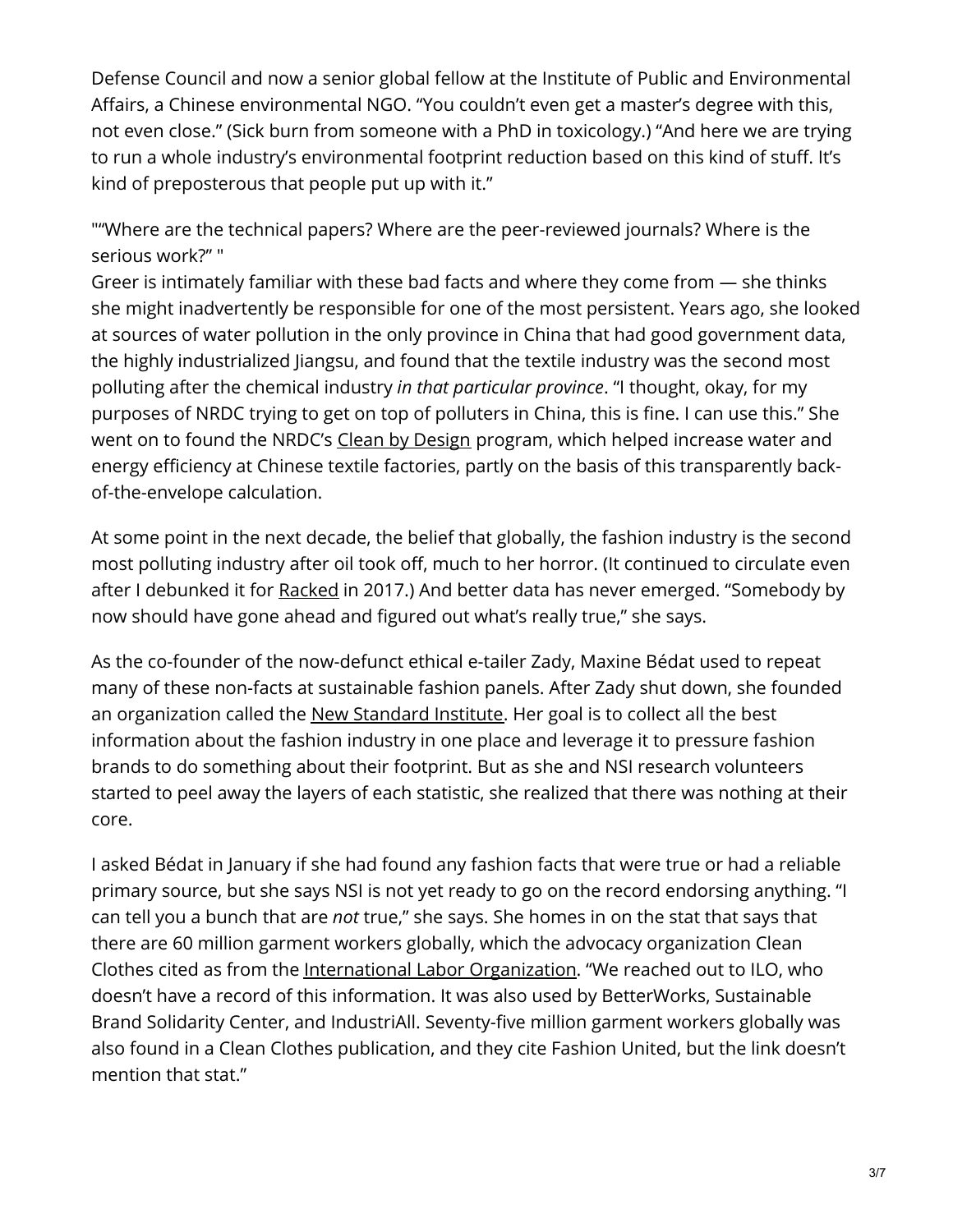Defense Council and now a senior global fellow at the Institute of Public and Environmental Affairs, a Chinese environmental NGO. "You couldn't even get a master's degree with this, not even close." (Sick burn from someone with a PhD in toxicology.) "And here we are trying to run a whole industry's environmental footprint reduction based on this kind of stuff. It's kind of preposterous that people put up with it."

""Where are the technical papers? Where are the peer-reviewed journals? Where is the serious work?" "

Greer is intimately familiar with these bad facts and where they come from — she thinks she might inadvertently be responsible for one of the most persistent. Years ago, she looked at sources of water pollution in the only province in China that had good government data, the highly industrialized Jiangsu, and found that the textile industry was the second most polluting after the chemical industry *in that particular province*. "I thought, okay, for my purposes of NRDC trying to get on top of polluters in China, this is fine. I can use this." She went on to found the NRDC's Clean by Design program, which helped increase water and energy efficiency at Chinese textile factories, partly on the basis of this transparently back-of-the-envelope calculation.

At some point in the next decade, the belief that globally, the fashion industry is the second most polluting industry after oil took off, much to her horror. (It continued to circulate even after I debunked it for Racked in 2017.) And better data has never emerged. "Somebody by now should have gone ahead and figured out what's really true," she says.

As the co-founder of the now-defunct ethical e-tailer Zady, Maxine Bédat used to repeat many of these non-facts at sustainable fashion panels. After Zady shut down, she founded an organization called the New Standard Institute. Her goal is to collect all the best information about the fashion industry in one place and leverage it to pressure fashion brands to do something about their footprint. But as she and NSI research volunteers started to peel away the layers of each statistic, she realized that there was nothing at their core.

I asked Bédat in January if she had found any fashion facts that were true or had a reliable primary source, but she says NSI is not yet ready to go on the record endorsing anything. "I can tell you a bunch that are *not* true," she says. She homes in on the stat that says that there are 60 million garment workers globally, which the advocacy organization Clean Clothes cited as from the International Labor Organization. "We reached out to ILO, who doesn't have a record of this information. It was also used by BetterWorks, Sustainable Brand Solidarity Center, and IndustriAll. Seventy-five million garment workers globally was also found in a Clean Clothes publication, and they cite Fashion United, but the link doesn't mention that stat."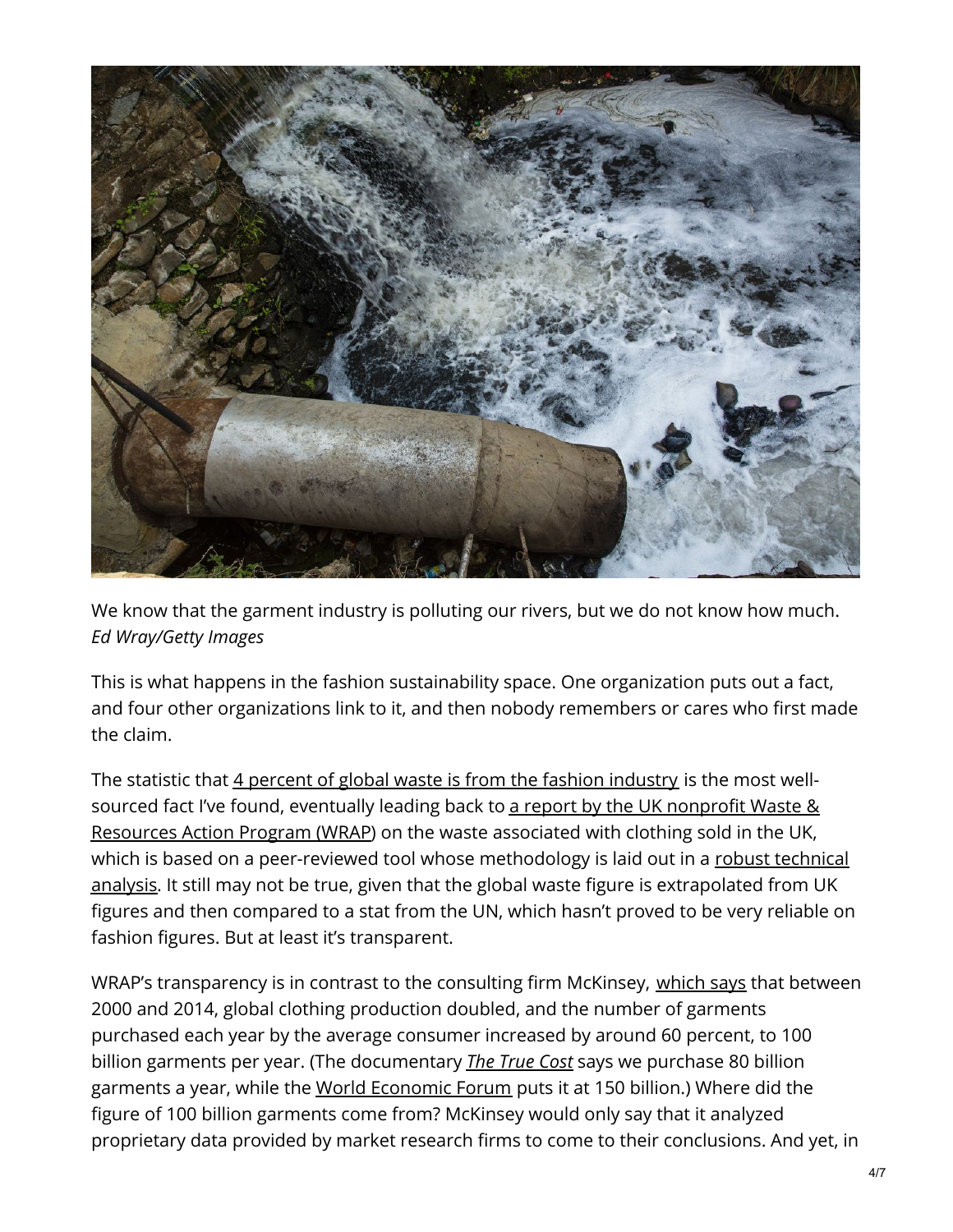We know that the garment industry is polluting our rivers, but we do not know how much. *Ed Wray/Getty Images*

This is what happens in the fashion sustainability space. One organization puts out a fact, and four other organizations link to it, and then nobody remembers or cares who first made the claim.

The statistic that 4 percent of global waste is from the fashion industry is the most well-sourced fact I've found, eventually leading back to a report by the UK nonprofit Waste & Resources Action Program (WRAP) on the waste associated with clothing sold in the UK, which is based on a peer-reviewed tool whose methodology is laid out in a robust technical analysis. It still may not be true, given that the global waste figure is extrapolated from UK figures and then compared to a stat from the UN, which hasn't proved to be very reliable on fashion figures. But at least it's transparent.

WRAP's transparency is in contrast to the consulting firm McKinsey, which says that between 2000 and 2014, global clothing production doubled, and the number of garments purchased each year by the average consumer increased by around 60 percent, to 100 billion garments per year. (The documentary *The True Cost* says we purchase 80 billion garments a year, while the World Economic Forum puts it at 150 billion.) Where did the figure of 100 billion garments come from? McKinsey would only say that it analyzed proprietary data provided by market research firms to come to their conclusions. And yet, in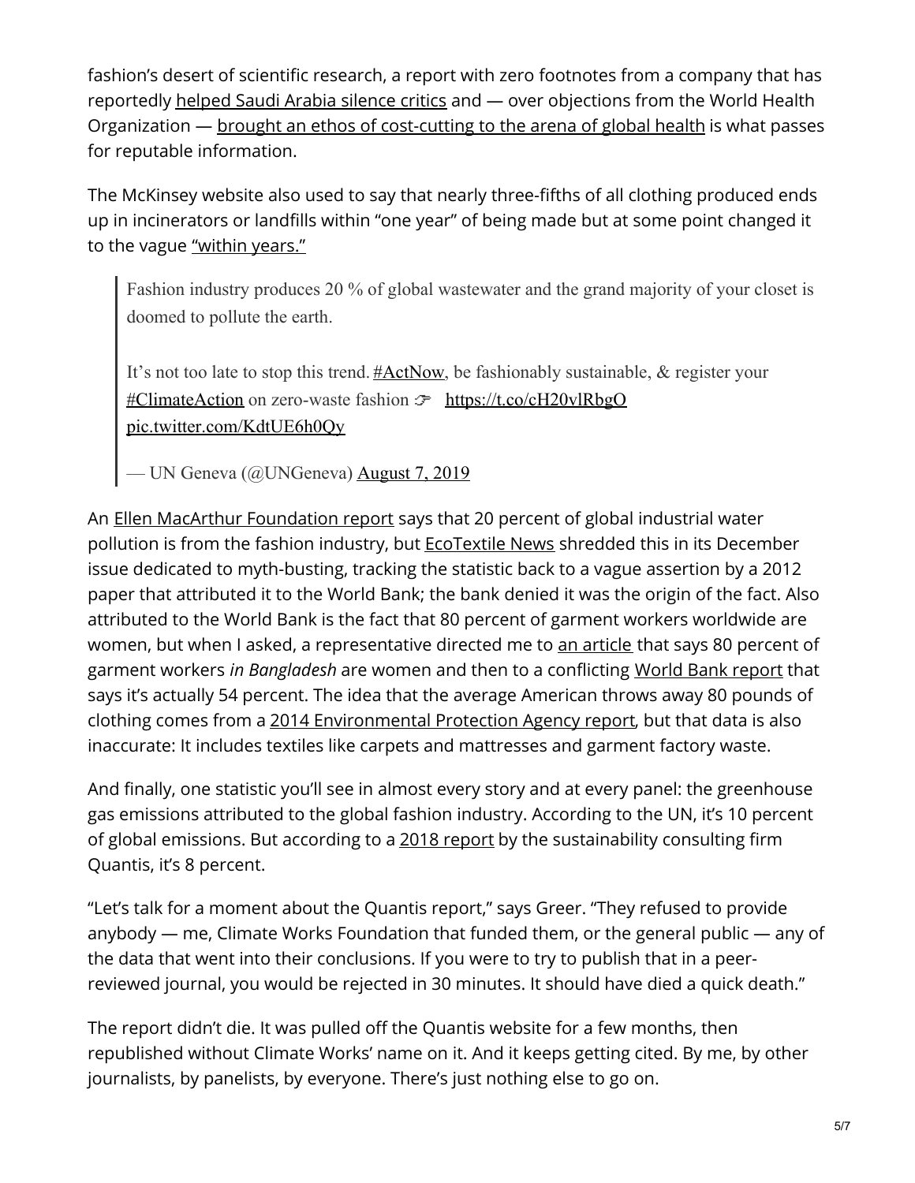fashion's desert of scientific research, a report with zero footnotes from a company that has reportedly helped Saudi Arabia silence critics and — over objections from the World Health Organization — brought an ethos of cost-cutting to the arena of global health is what passes for reputable information.

The McKinsey website also used to say that nearly three-fifths of all clothing produced ends up in incinerators or landfills within "one year" of being made but at some point changed it to the vague "within years."

> Fashion industry produces 20 % of global wastewater and the grand majority of your closet is doomed to pollute the earth.
>
> It's not too late to stop this trend. #ActNow, be fashionably sustainable, & register your #ClimateAction on zero-waste fashion 👉 https://t.co/cH20vlRbgO pic.twitter.com/KdtUE6h0Qy
>
> — UN Geneva (@UNGeneva) August 7, 2019

An Ellen MacArthur Foundation report says that 20 percent of global industrial water pollution is from the fashion industry, but EcoTextile News shredded this in its December issue dedicated to myth-busting, tracking the statistic back to a vague assertion by a 2012 paper that attributed it to the World Bank; the bank denied it was the origin of the fact. Also attributed to the World Bank is the fact that 80 percent of garment workers worldwide are women, but when I asked, a representative directed me to an article that says 80 percent of garment workers *in Bangladesh* are women and then to a conflicting World Bank report that says it's actually 54 percent. The idea that the average American throws away 80 pounds of clothing comes from a 2014 Environmental Protection Agency report, but that data is also inaccurate: It includes textiles like carpets and mattresses and garment factory waste.

And finally, one statistic you'll see in almost every story and at every panel: the greenhouse gas emissions attributed to the global fashion industry. According to the UN, it's 10 percent of global emissions. But according to a 2018 report by the sustainability consulting firm Quantis, it's 8 percent.

"Let's talk for a moment about the Quantis report," says Greer. "They refused to provide anybody — me, Climate Works Foundation that funded them, or the general public — any of the data that went into their conclusions. If you were to try to publish that in a peer-reviewed journal, you would be rejected in 30 minutes. It should have died a quick death."

The report didn't die. It was pulled off the Quantis website for a few months, then republished without Climate Works' name on it. And it keeps getting cited. By me, by other journalists, by panelists, by everyone. There's just nothing else to go on.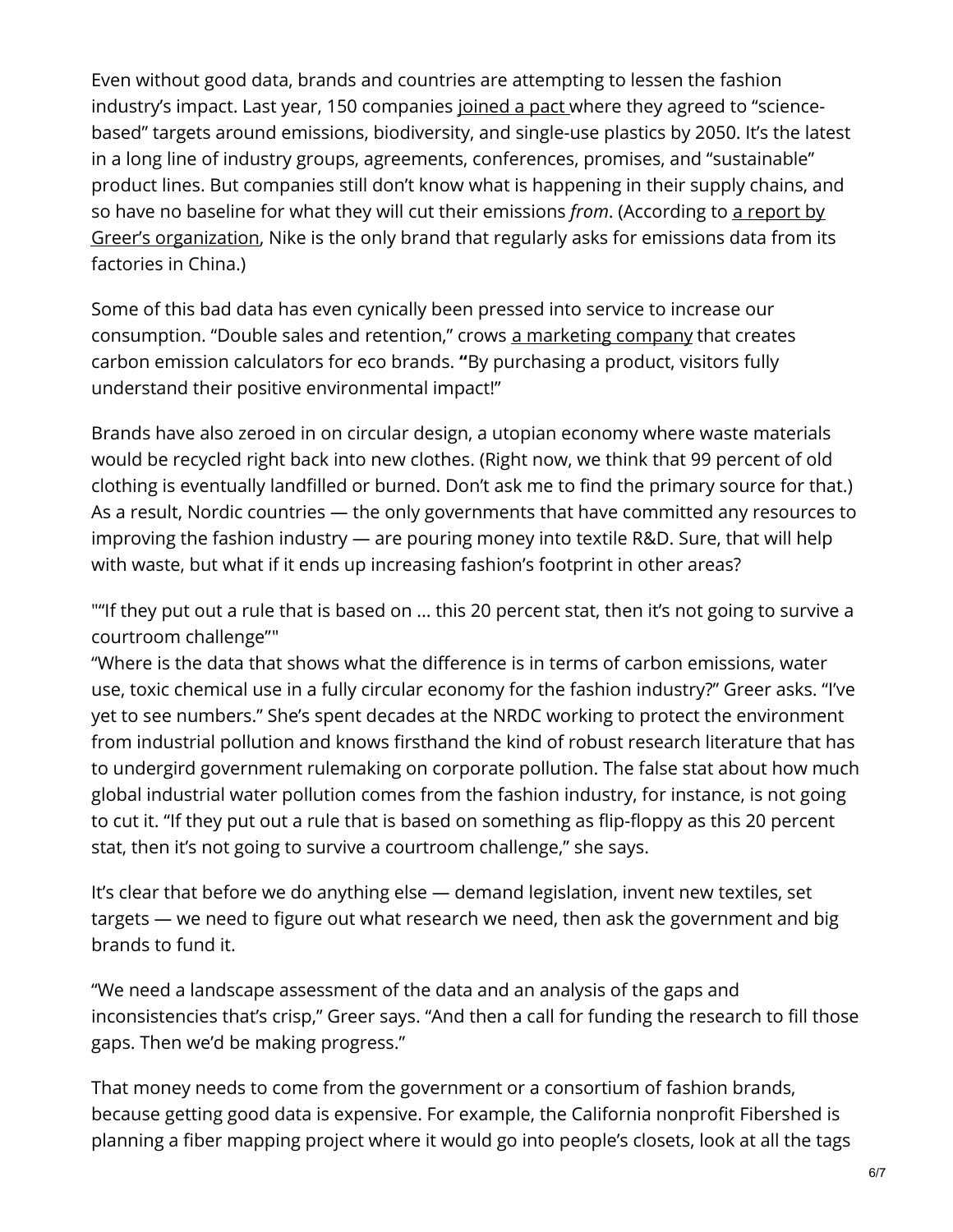Even without good data, brands and countries are attempting to lessen the fashion industry's impact. Last year, 150 companies joined a pact where they agreed to "science-based" targets around emissions, biodiversity, and single-use plastics by 2050. It's the latest in a long line of industry groups, agreements, conferences, promises, and "sustainable" product lines. But companies still don't know what is happening in their supply chains, and so have no baseline for what they will cut their emissions *from*. (According to a report by Greer's organization, Nike is the only brand that regularly asks for emissions data from its factories in China.)

Some of this bad data has even cynically been pressed into service to increase our consumption. "Double sales and retention," crows a marketing company that creates carbon emission calculators for eco brands. **"**By purchasing a product, visitors fully understand their positive environmental impact!"

Brands have also zeroed in on circular design, a utopian economy where waste materials would be recycled right back into new clothes. (Right now, we think that 99 percent of old clothing is eventually landfilled or burned. Don't ask me to find the primary source for that.) As a result, Nordic countries — the only governments that have committed any resources to improving the fashion industry — are pouring money into textile R&D. Sure, that will help with waste, but what if it ends up increasing fashion's footprint in other areas?

""If they put out a rule that is based on … this 20 percent stat, then it's not going to survive a courtroom challenge""

"Where is the data that shows what the difference is in terms of carbon emissions, water use, toxic chemical use in a fully circular economy for the fashion industry?" Greer asks. "I've yet to see numbers." She's spent decades at the NRDC working to protect the environment from industrial pollution and knows firsthand the kind of robust research literature that has to undergird government rulemaking on corporate pollution. The false stat about how much global industrial water pollution comes from the fashion industry, for instance, is not going to cut it. "If they put out a rule that is based on something as flip-floppy as this 20 percent stat, then it's not going to survive a courtroom challenge," she says.

It's clear that before we do anything else — demand legislation, invent new textiles, set targets — we need to figure out what research we need, then ask the government and big brands to fund it.

"We need a landscape assessment of the data and an analysis of the gaps and inconsistencies that's crisp," Greer says. "And then a call for funding the research to fill those gaps. Then we'd be making progress."

That money needs to come from the government or a consortium of fashion brands, because getting good data is expensive. For example, the California nonprofit Fibershed is planning a fiber mapping project where it would go into people's closets, look at all the tags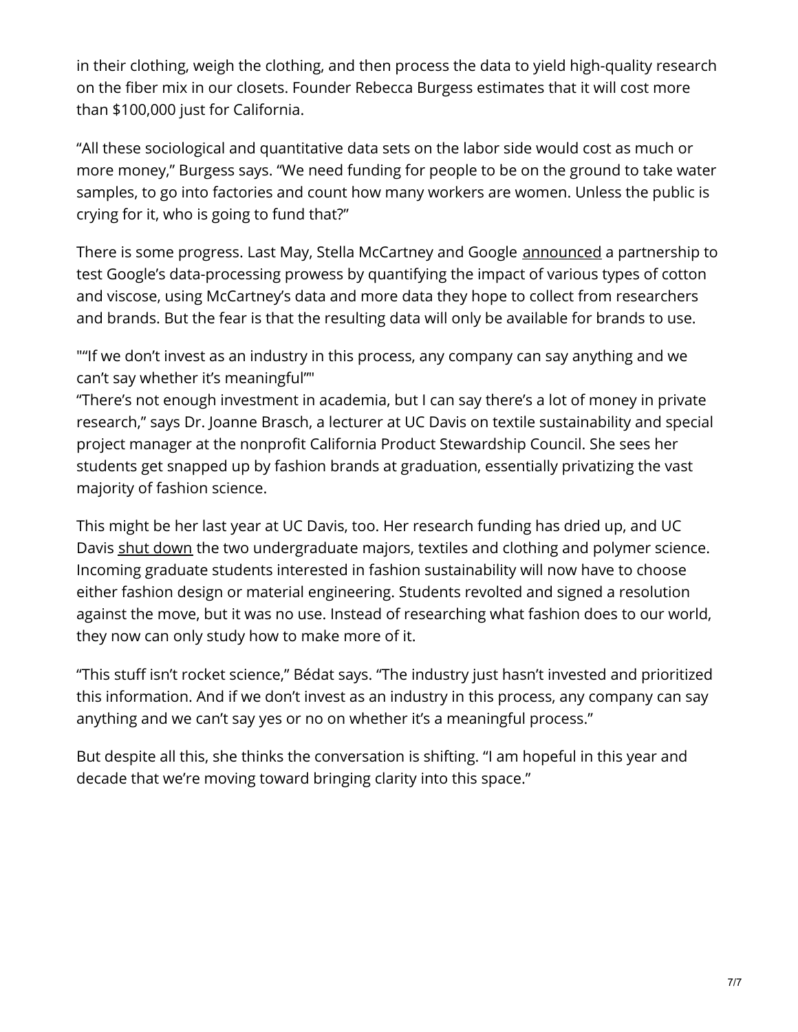in their clothing, weigh the clothing, and then process the data to yield high-quality research on the fiber mix in our closets. Founder Rebecca Burgess estimates that it will cost more than $100,000 just for California.

“All these sociological and quantitative data sets on the labor side would cost as much or more money,” Burgess says. “We need funding for people to be on the ground to take water samples, to go into factories and count how many workers are women. Unless the public is crying for it, who is going to fund that?”

There is some progress. Last May, Stella McCartney and Google announced a partnership to test Google’s data-processing prowess by quantifying the impact of various types of cotton and viscose, using McCartney’s data and more data they hope to collect from researchers and brands. But the fear is that the resulting data will only be available for brands to use.

"“If we don’t invest as an industry in this process, any company can say anything and we can’t say whether it’s meaningful”"

“There’s not enough investment in academia, but I can say there’s a lot of money in private research,” says Dr. Joanne Brasch, a lecturer at UC Davis on textile sustainability and special project manager at the nonprofit California Product Stewardship Council. She sees her students get snapped up by fashion brands at graduation, essentially privatizing the vast majority of fashion science.

This might be her last year at UC Davis, too. Her research funding has dried up, and UC Davis shut down the two undergraduate majors, textiles and clothing and polymer science. Incoming graduate students interested in fashion sustainability will now have to choose either fashion design or material engineering. Students revolted and signed a resolution against the move, but it was no use. Instead of researching what fashion does to our world, they now can only study how to make more of it.

“This stuff isn’t rocket science,” Bédat says. “The industry just hasn’t invested and prioritized this information. And if we don’t invest as an industry in this process, any company can say anything and we can’t say yes or no on whether it’s a meaningful process.”

But despite all this, she thinks the conversation is shifting. “I am hopeful in this year and decade that we’re moving toward bringing clarity into this space.”